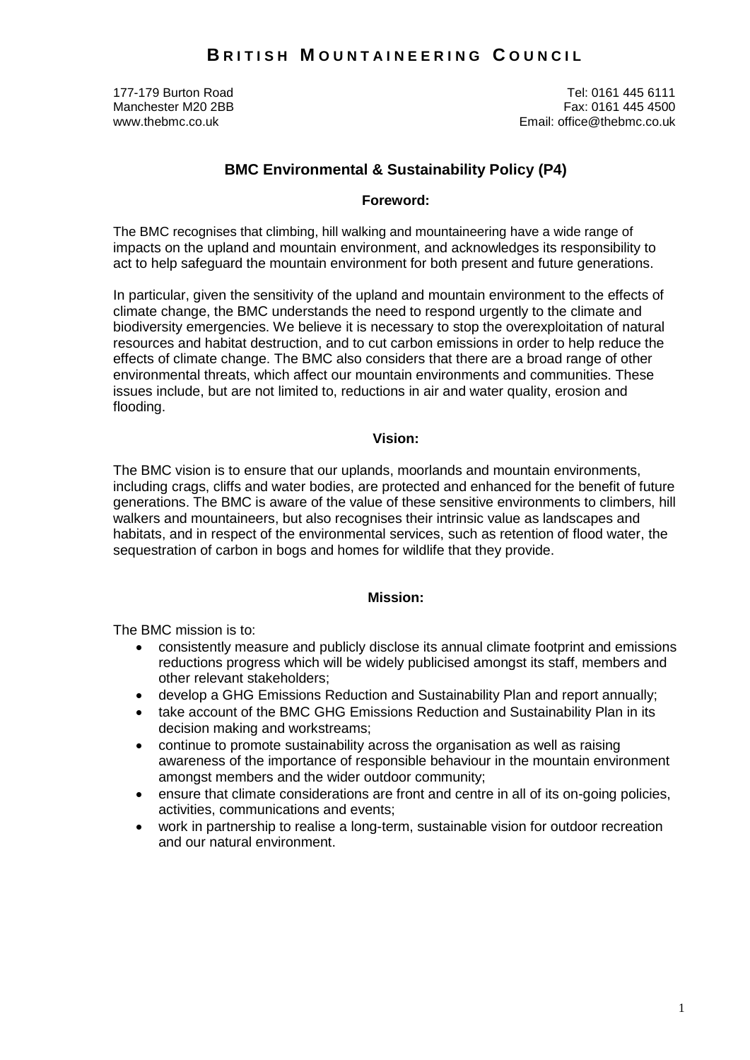# BRITISH MOUNTAINEERING COUNCIL

177-179 Burton Road
Manchester M20 2BB
www.thebmc.co.uk

Tel: 0161 445 6111
Fax: 0161 445 4500
Email: office@thebmc.co.uk

## BMC Environmental & Sustainability Policy (P4)

### Foreword:

The BMC recognises that climbing, hill walking and mountaineering have a wide range of impacts on the upland and mountain environment, and acknowledges its responsibility to act to help safeguard the mountain environment for both present and future generations.

In particular, given the sensitivity of the upland and mountain environment to the effects of climate change, the BMC understands the need to respond urgently to the climate and biodiversity emergencies. We believe it is necessary to stop the overexploitation of natural resources and habitat destruction, and to cut carbon emissions in order to help reduce the effects of climate change. The BMC also considers that there are a broad range of other environmental threats, which affect our mountain environments and communities. These issues include, but are not limited to, reductions in air and water quality, erosion and flooding.

### Vision:

The BMC vision is to ensure that our uplands, moorlands and mountain environments, including crags, cliffs and water bodies, are protected and enhanced for the benefit of future generations. The BMC is aware of the value of these sensitive environments to climbers, hill walkers and mountaineers, but also recognises their intrinsic value as landscapes and habitats, and in respect of the environmental services, such as retention of flood water, the sequestration of carbon in bogs and homes for wildlife that they provide.

### Mission:

The BMC mission is to:

- consistently measure and publicly disclose its annual climate footprint and emissions reductions progress which will be widely publicised amongst its staff, members and other relevant stakeholders;
- develop a GHG Emissions Reduction and Sustainability Plan and report annually;
- take account of the BMC GHG Emissions Reduction and Sustainability Plan in its decision making and workstreams;
- continue to promote sustainability across the organisation as well as raising awareness of the importance of responsible behaviour in the mountain environment amongst members and the wider outdoor community;
- ensure that climate considerations are front and centre in all of its on-going policies, activities, communications and events;
- work in partnership to realise a long-term, sustainable vision for outdoor recreation and our natural environment.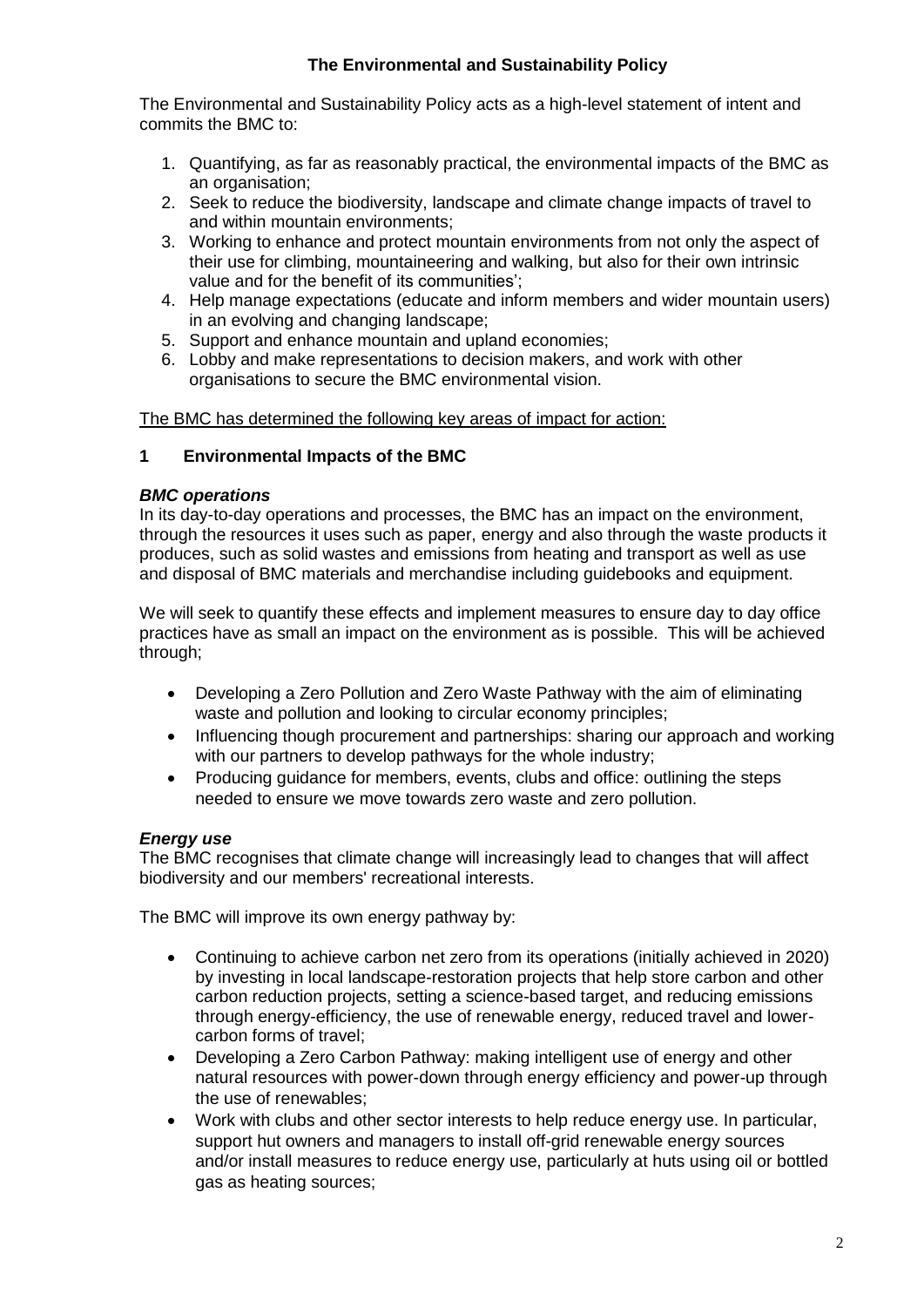## The Environmental and Sustainability Policy

The Environmental and Sustainability Policy acts as a high-level statement of intent and commits the BMC to:

1. Quantifying, as far as reasonably practical, the environmental impacts of the BMC as an organisation;
2. Seek to reduce the biodiversity, landscape and climate change impacts of travel to and within mountain environments;
3. Working to enhance and protect mountain environments from not only the aspect of their use for climbing, mountaineering and walking, but also for their own intrinsic value and for the benefit of its communities';
4. Help manage expectations (educate and inform members and wider mountain users) in an evolving and changing landscape;
5. Support and enhance mountain and upland economies;
6. Lobby and make representations to decision makers, and work with other organisations to secure the BMC environmental vision.

<u>The BMC has determined the following key areas of impact for action:</u>

### 1 Environmental Impacts of the BMC

***BMC operations***

In its day-to-day operations and processes, the BMC has an impact on the environment, through the resources it uses such as paper, energy and also through the waste products it produces, such as solid wastes and emissions from heating and transport as well as use and disposal of BMC materials and merchandise including guidebooks and equipment.

We will seek to quantify these effects and implement measures to ensure day to day office practices have as small an impact on the environment as is possible. This will be achieved through;

- Developing a Zero Pollution and Zero Waste Pathway with the aim of eliminating waste and pollution and looking to circular economy principles;
- Influencing though procurement and partnerships: sharing our approach and working with our partners to develop pathways for the whole industry;
- Producing guidance for members, events, clubs and office: outlining the steps needed to ensure we move towards zero waste and zero pollution.

***Energy use***

The BMC recognises that climate change will increasingly lead to changes that will affect biodiversity and our members' recreational interests.

The BMC will improve its own energy pathway by:

- Continuing to achieve carbon net zero from its operations (initially achieved in 2020) by investing in local landscape-restoration projects that help store carbon and other carbon reduction projects, setting a science-based target, and reducing emissions through energy-efficiency, the use of renewable energy, reduced travel and lower-carbon forms of travel;
- Developing a Zero Carbon Pathway: making intelligent use of energy and other natural resources with power-down through energy efficiency and power-up through the use of renewables;
- Work with clubs and other sector interests to help reduce energy use. In particular, support hut owners and managers to install off-grid renewable energy sources and/or install measures to reduce energy use, particularly at huts using oil or bottled gas as heating sources;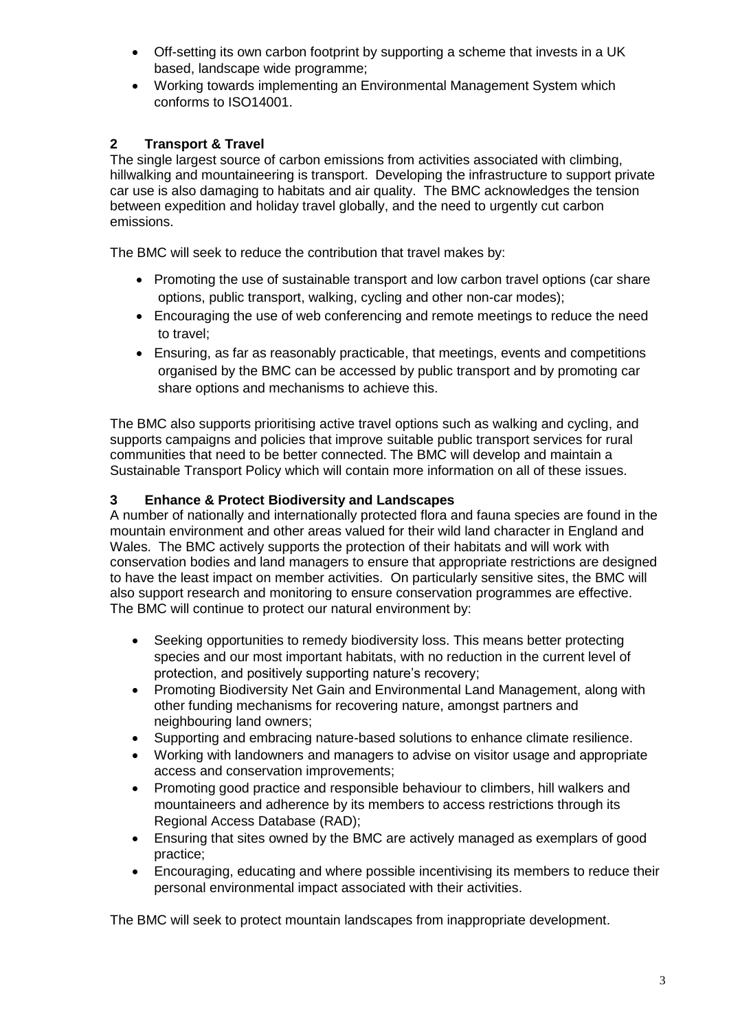- Off-setting its own carbon footprint by supporting a scheme that invests in a UK based, landscape wide programme;
- Working towards implementing an Environmental Management System which conforms to ISO14001.

## 2 Transport & Travel

The single largest source of carbon emissions from activities associated with climbing, hillwalking and mountaineering is transport. Developing the infrastructure to support private car use is also damaging to habitats and air quality. The BMC acknowledges the tension between expedition and holiday travel globally, and the need to urgently cut carbon emissions.

The BMC will seek to reduce the contribution that travel makes by:

- Promoting the use of sustainable transport and low carbon travel options (car share options, public transport, walking, cycling and other non-car modes);
- Encouraging the use of web conferencing and remote meetings to reduce the need to travel;
- Ensuring, as far as reasonably practicable, that meetings, events and competitions organised by the BMC can be accessed by public transport and by promoting car share options and mechanisms to achieve this.

The BMC also supports prioritising active travel options such as walking and cycling, and supports campaigns and policies that improve suitable public transport services for rural communities that need to be better connected. The BMC will develop and maintain a Sustainable Transport Policy which will contain more information on all of these issues.

## 3 Enhance & Protect Biodiversity and Landscapes

A number of nationally and internationally protected flora and fauna species are found in the mountain environment and other areas valued for their wild land character in England and Wales. The BMC actively supports the protection of their habitats and will work with conservation bodies and land managers to ensure that appropriate restrictions are designed to have the least impact on member activities. On particularly sensitive sites, the BMC will also support research and monitoring to ensure conservation programmes are effective. The BMC will continue to protect our natural environment by:

- Seeking opportunities to remedy biodiversity loss. This means better protecting species and our most important habitats, with no reduction in the current level of protection, and positively supporting nature's recovery;
- Promoting Biodiversity Net Gain and Environmental Land Management, along with other funding mechanisms for recovering nature, amongst partners and neighbouring land owners;
- Supporting and embracing nature-based solutions to enhance climate resilience.
- Working with landowners and managers to advise on visitor usage and appropriate access and conservation improvements;
- Promoting good practice and responsible behaviour to climbers, hill walkers and mountaineers and adherence by its members to access restrictions through its Regional Access Database (RAD);
- Ensuring that sites owned by the BMC are actively managed as exemplars of good practice;
- Encouraging, educating and where possible incentivising its members to reduce their personal environmental impact associated with their activities.

The BMC will seek to protect mountain landscapes from inappropriate development.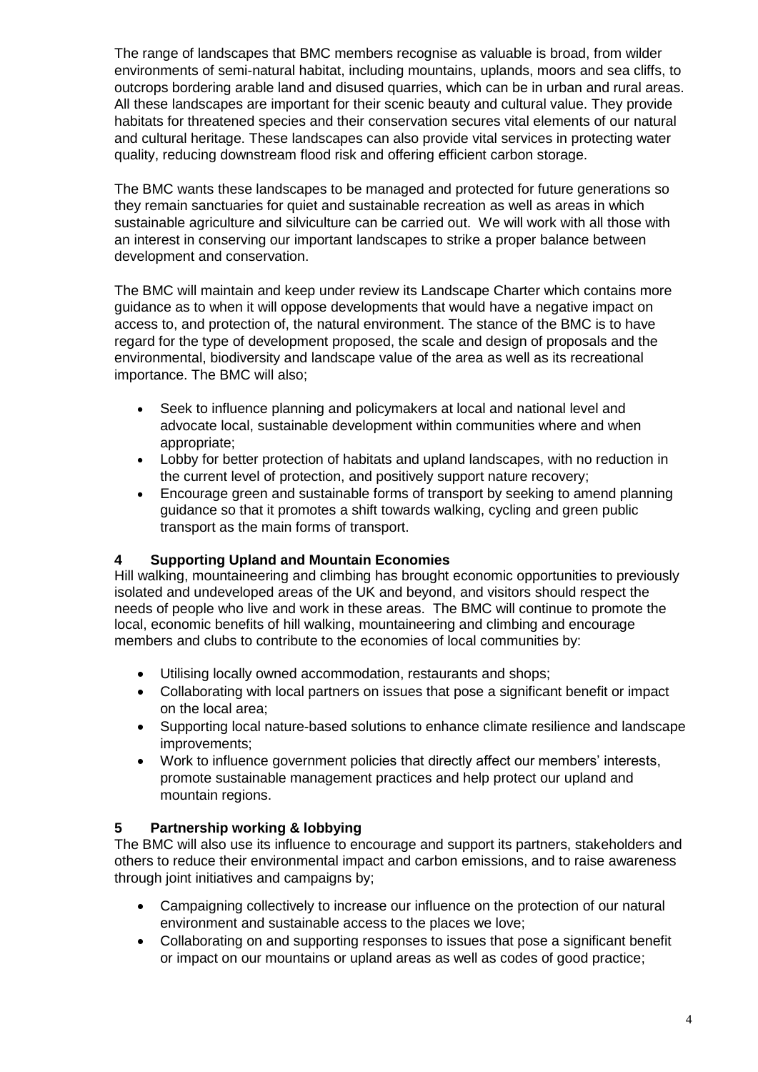The range of landscapes that BMC members recognise as valuable is broad, from wilder environments of semi-natural habitat, including mountains, uplands, moors and sea cliffs, to outcrops bordering arable land and disused quarries, which can be in urban and rural areas. All these landscapes are important for their scenic beauty and cultural value. They provide habitats for threatened species and their conservation secures vital elements of our natural and cultural heritage. These landscapes can also provide vital services in protecting water quality, reducing downstream flood risk and offering efficient carbon storage.

The BMC wants these landscapes to be managed and protected for future generations so they remain sanctuaries for quiet and sustainable recreation as well as areas in which sustainable agriculture and silviculture can be carried out. We will work with all those with an interest in conserving our important landscapes to strike a proper balance between development and conservation.

The BMC will maintain and keep under review its Landscape Charter which contains more guidance as to when it will oppose developments that would have a negative impact on access to, and protection of, the natural environment. The stance of the BMC is to have regard for the type of development proposed, the scale and design of proposals and the environmental, biodiversity and landscape value of the area as well as its recreational importance. The BMC will also;

- Seek to influence planning and policymakers at local and national level and advocate local, sustainable development within communities where and when appropriate;
- Lobby for better protection of habitats and upland landscapes, with no reduction in the current level of protection, and positively support nature recovery;
- Encourage green and sustainable forms of transport by seeking to amend planning guidance so that it promotes a shift towards walking, cycling and green public transport as the main forms of transport.

## 4 Supporting Upland and Mountain Economies

Hill walking, mountaineering and climbing has brought economic opportunities to previously isolated and undeveloped areas of the UK and beyond, and visitors should respect the needs of people who live and work in these areas. The BMC will continue to promote the local, economic benefits of hill walking, mountaineering and climbing and encourage members and clubs to contribute to the economies of local communities by:

- Utilising locally owned accommodation, restaurants and shops;
- Collaborating with local partners on issues that pose a significant benefit or impact on the local area;
- Supporting local nature-based solutions to enhance climate resilience and landscape improvements;
- Work to influence government policies that directly affect our members' interests, promote sustainable management practices and help protect our upland and mountain regions.

## 5 Partnership working & lobbying

The BMC will also use its influence to encourage and support its partners, stakeholders and others to reduce their environmental impact and carbon emissions, and to raise awareness through joint initiatives and campaigns by;

- Campaigning collectively to increase our influence on the protection of our natural environment and sustainable access to the places we love;
- Collaborating on and supporting responses to issues that pose a significant benefit or impact on our mountains or upland areas as well as codes of good practice;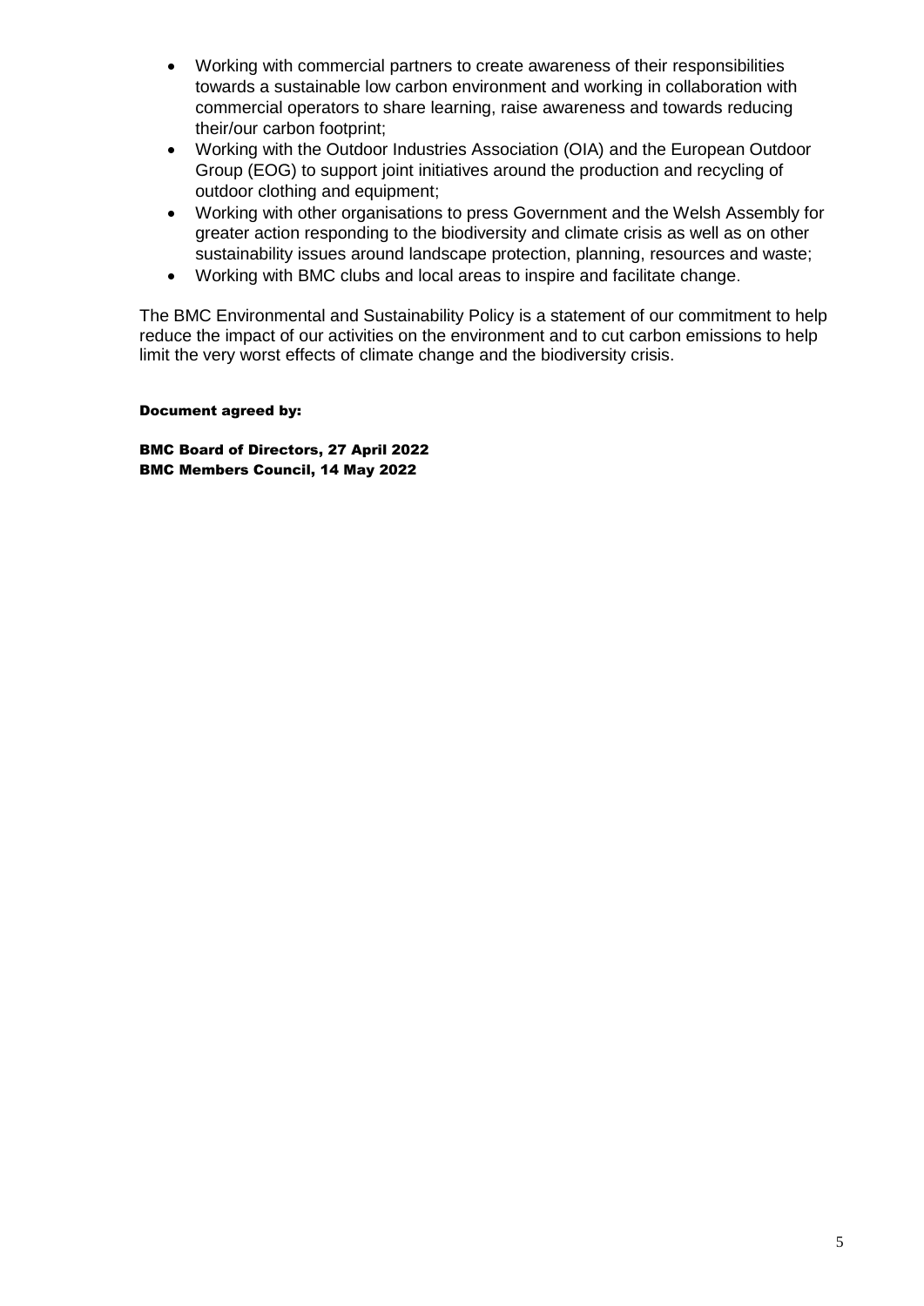- Working with commercial partners to create awareness of their responsibilities towards a sustainable low carbon environment and working in collaboration with commercial operators to share learning, raise awareness and towards reducing their/our carbon footprint;
- Working with the Outdoor Industries Association (OIA) and the European Outdoor Group (EOG) to support joint initiatives around the production and recycling of outdoor clothing and equipment;
- Working with other organisations to press Government and the Welsh Assembly for greater action responding to the biodiversity and climate crisis as well as on other sustainability issues around landscape protection, planning, resources and waste;
- Working with BMC clubs and local areas to inspire and facilitate change.

The BMC Environmental and Sustainability Policy is a statement of our commitment to help reduce the impact of our activities on the environment and to cut carbon emissions to help limit the very worst effects of climate change and the biodiversity crisis.

**Document agreed by:**

**BMC Board of Directors, 27 April 2022**
**BMC Members Council, 14 May 2022**